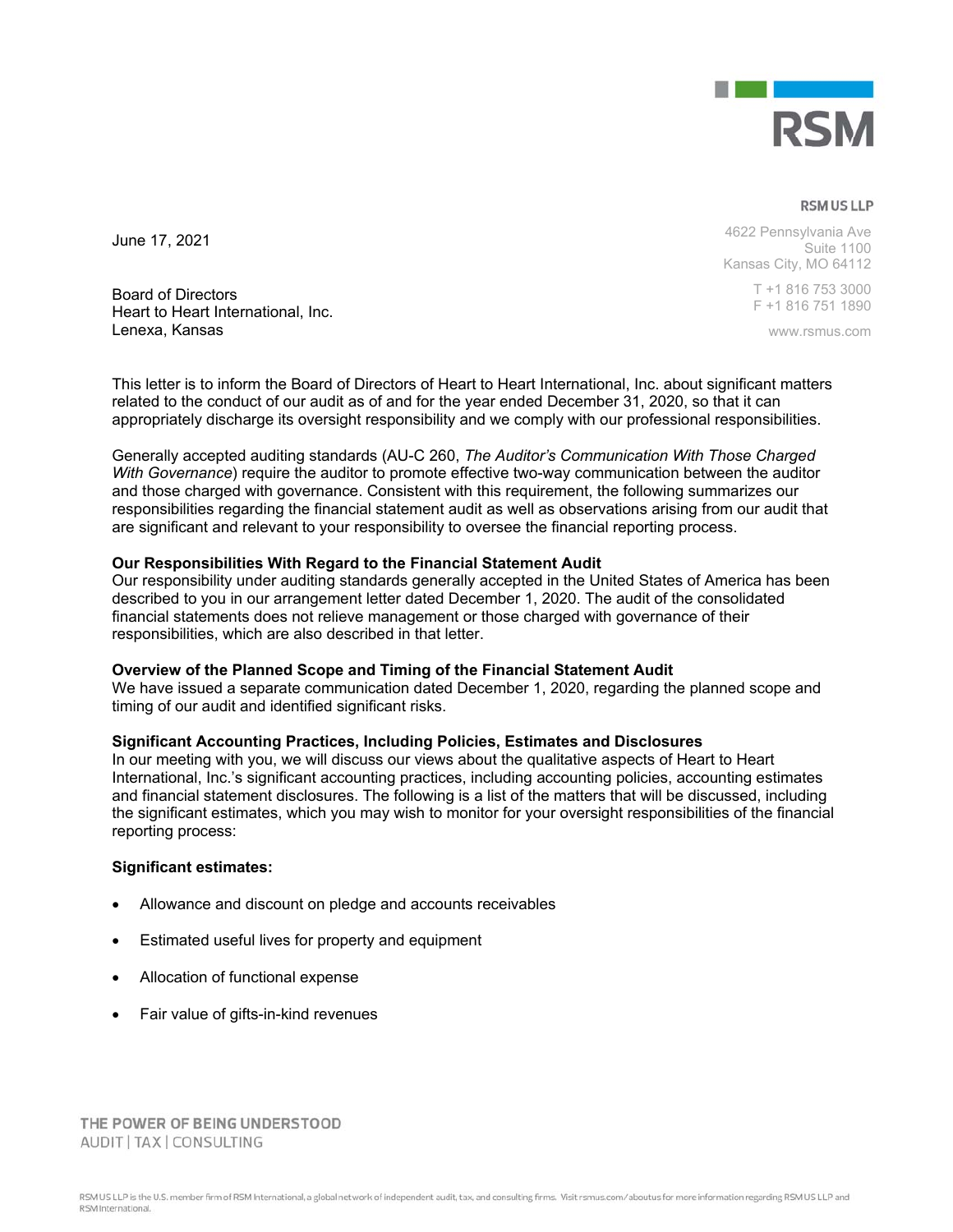RSM

**RSM US LLP**

4622 Pennsylvania Ave
Suite 1100
Kansas City, MO 64112

T +1 816 753 3000
F +1 816 751 1890

www.rsmus.com

June 17, 2021

Board of Directors
Heart to Heart International, Inc.
Lenexa, Kansas

This letter is to inform the Board of Directors of Heart to Heart International, Inc. about significant matters related to the conduct of our audit as of and for the year ended December 31, 2020, so that it can appropriately discharge its oversight responsibility and we comply with our professional responsibilities.

Generally accepted auditing standards (AU-C 260, *The Auditor's Communication With Those Charged With Governance*) require the auditor to promote effective two-way communication between the auditor and those charged with governance. Consistent with this requirement, the following summarizes our responsibilities regarding the financial statement audit as well as observations arising from our audit that are significant and relevant to your responsibility to oversee the financial reporting process.

**Our Responsibilities With Regard to the Financial Statement Audit**
Our responsibility under auditing standards generally accepted in the United States of America has been described to you in our arrangement letter dated December 1, 2020. The audit of the consolidated financial statements does not relieve management or those charged with governance of their responsibilities, which are also described in that letter.

**Overview of the Planned Scope and Timing of the Financial Statement Audit**
We have issued a separate communication dated December 1, 2020, regarding the planned scope and timing of our audit and identified significant risks.

**Significant Accounting Practices, Including Policies, Estimates and Disclosures**
In our meeting with you, we will discuss our views about the qualitative aspects of Heart to Heart International, Inc.'s significant accounting practices, including accounting policies, accounting estimates and financial statement disclosures. The following is a list of the matters that will be discussed, including the significant estimates, which you may wish to monitor for your oversight responsibilities of the financial reporting process:

**Significant estimates:**

- Allowance and discount on pledge and accounts receivables
- Estimated useful lives for property and equipment
- Allocation of functional expense
- Fair value of gifts-in-kind revenues

THE POWER OF BEING UNDERSTOOD
AUDIT | TAX | CONSULTING

RSM US LLP is the U.S. member firm of RSM International, a global network of independent audit, tax, and consulting firms. Visit rsmus.com/aboutus for more information regarding RSM US LLP and RSM International.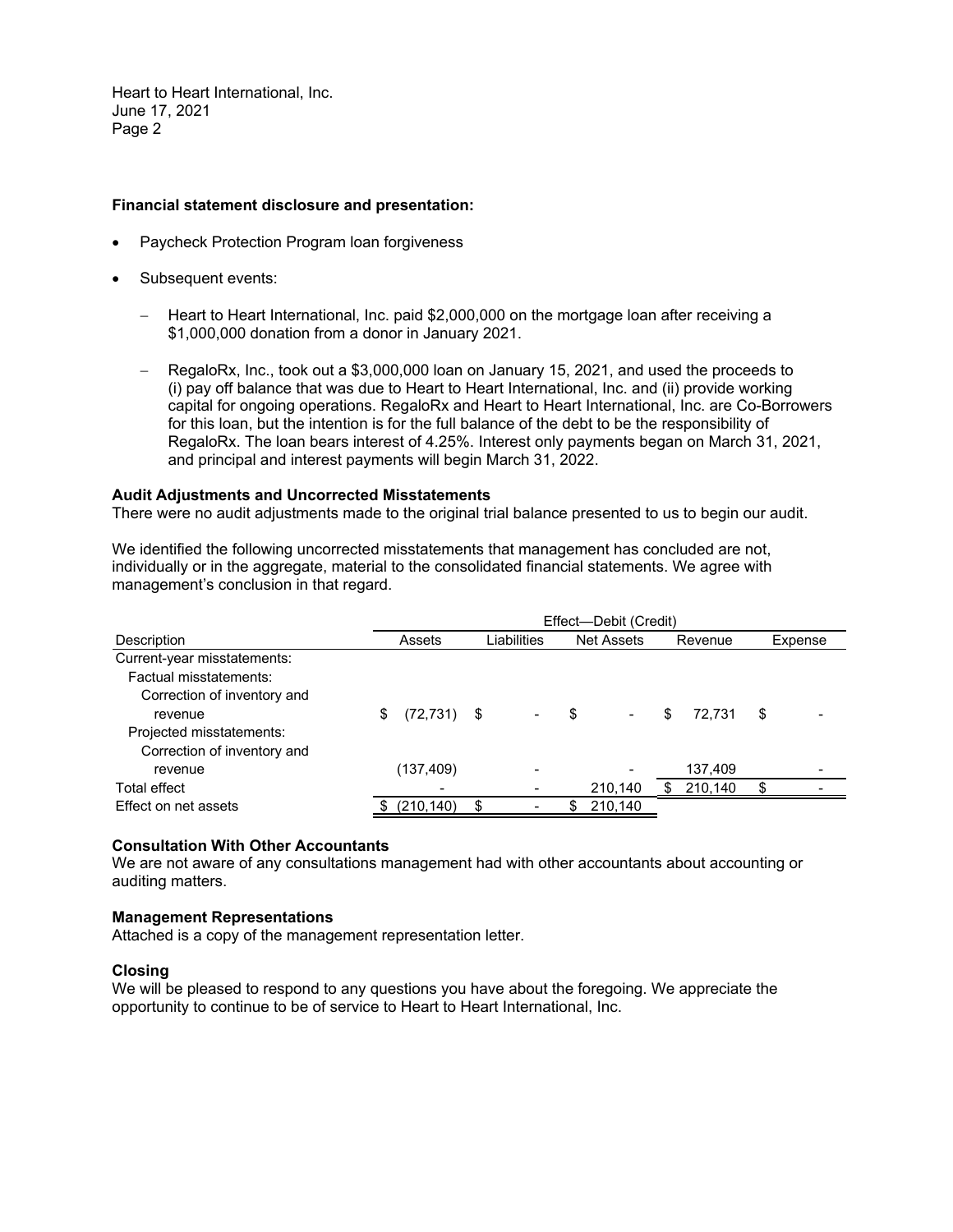**Financial statement disclosure and presentation:**

- Paycheck Protection Program loan forgiveness
- Subsequent events:
  - Heart to Heart International, Inc. paid $2,000,000 on the mortgage loan after receiving a $1,000,000 donation from a donor in January 2021.
  - RegaloRx, Inc., took out a $3,000,000 loan on January 15, 2021, and used the proceeds to (i) pay off balance that was due to Heart to Heart International, Inc. and (ii) provide working capital for ongoing operations. RegaloRx and Heart to Heart International, Inc. are Co-Borrowers for this loan, but the intention is for the full balance of the debt to be the responsibility of RegaloRx. The loan bears interest of 4.25%. Interest only payments began on March 31, 2021, and principal and interest payments will begin March 31, 2022.

**Audit Adjustments and Uncorrected Misstatements**

There were no audit adjustments made to the original trial balance presented to us to begin our audit.

We identified the following uncorrected misstatements that management has concluded are not, individually or in the aggregate, material to the consolidated financial statements. We agree with management's conclusion in that regard.

| | Effect—Debit (Credit) | | | | |
|---|---|---|---|---|---|
| Description | Assets | Liabilities | Net Assets | Revenue | Expense |
| Current-year misstatements: | | | | | |
| Factual misstatements: | | | | | |
| Correction of inventory and revenue | $ (72,731) | $ - | $ - | $ 72,731 | $ - |
| Projected misstatements: | | | | | |
| Correction of inventory and revenue | (137,409) | - | - | 137,409 | - |
| Total effect | - | - | 210,140 | $ 210,140 | $ - |
| Effect on net assets | $ (210,140) | $ - | $ 210,140 | | |

**Consultation With Other Accountants**

We are not aware of any consultations management had with other accountants about accounting or auditing matters.

**Management Representations**

Attached is a copy of the management representation letter.

**Closing**

We will be pleased to respond to any questions you have about the foregoing. We appreciate the opportunity to continue to be of service to Heart to Heart International, Inc.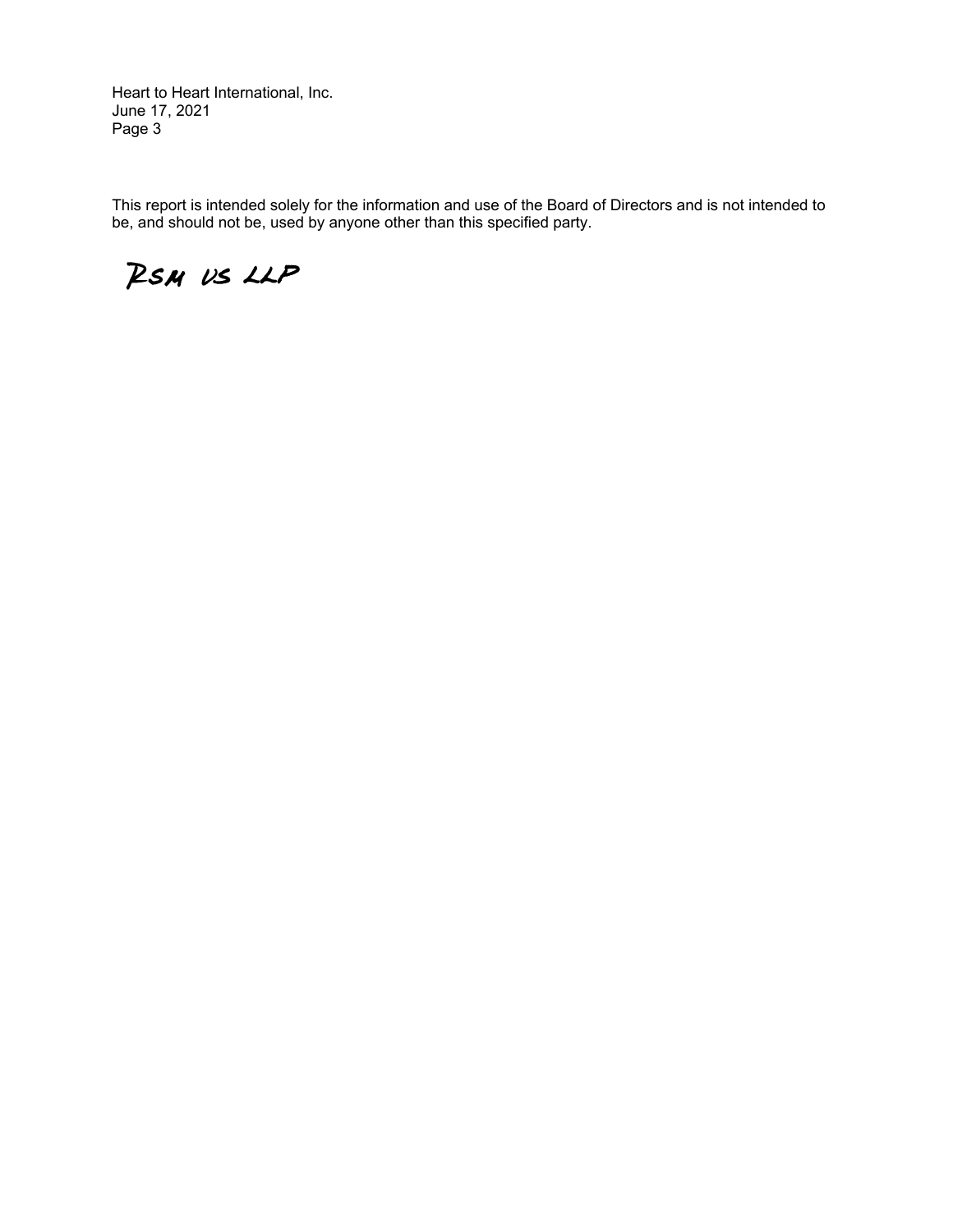This report is intended solely for the information and use of the Board of Directors and is not intended to be, and should not be, used by anyone other than this specified party.

RSM US LLP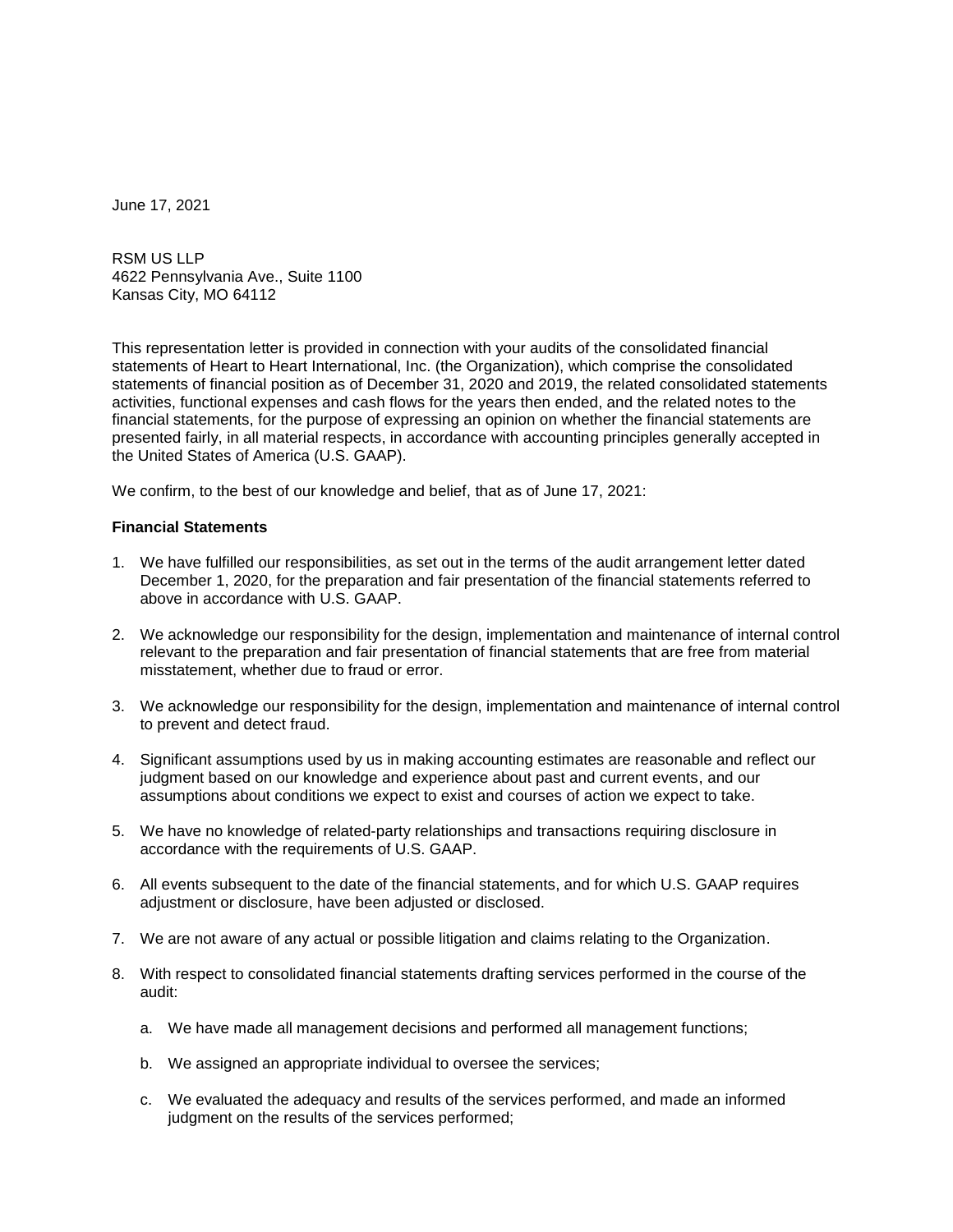June 17, 2021

RSM US LLP
4622 Pennsylvania Ave., Suite 1100
Kansas City, MO 64112

This representation letter is provided in connection with your audits of the consolidated financial statements of Heart to Heart International, Inc. (the Organization), which comprise the consolidated statements of financial position as of December 31, 2020 and 2019, the related consolidated statements activities, functional expenses and cash flows for the years then ended, and the related notes to the financial statements, for the purpose of expressing an opinion on whether the financial statements are presented fairly, in all material respects, in accordance with accounting principles generally accepted in the United States of America (U.S. GAAP).

We confirm, to the best of our knowledge and belief, that as of June 17, 2021:

**Financial Statements**

1. We have fulfilled our responsibilities, as set out in the terms of the audit arrangement letter dated December 1, 2020, for the preparation and fair presentation of the financial statements referred to above in accordance with U.S. GAAP.

2. We acknowledge our responsibility for the design, implementation and maintenance of internal control relevant to the preparation and fair presentation of financial statements that are free from material misstatement, whether due to fraud or error.

3. We acknowledge our responsibility for the design, implementation and maintenance of internal control to prevent and detect fraud.

4. Significant assumptions used by us in making accounting estimates are reasonable and reflect our judgment based on our knowledge and experience about past and current events, and our assumptions about conditions we expect to exist and courses of action we expect to take.

5. We have no knowledge of related-party relationships and transactions requiring disclosure in accordance with the requirements of U.S. GAAP.

6. All events subsequent to the date of the financial statements, and for which U.S. GAAP requires adjustment or disclosure, have been adjusted or disclosed.

7. We are not aware of any actual or possible litigation and claims relating to the Organization.

8. With respect to consolidated financial statements drafting services performed in the course of the audit:

   a. We have made all management decisions and performed all management functions;

   b. We assigned an appropriate individual to oversee the services;

   c. We evaluated the adequacy and results of the services performed, and made an informed judgment on the results of the services performed;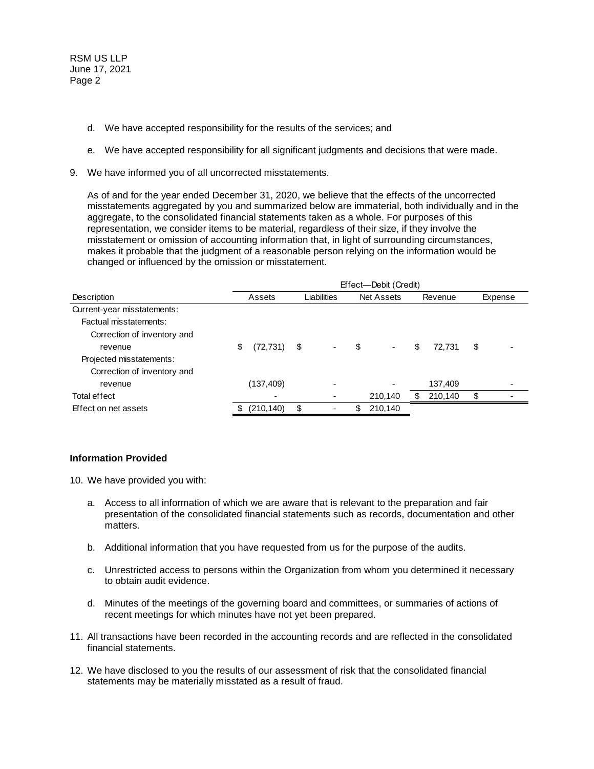d. We have accepted responsibility for the results of the services; and

e. We have accepted responsibility for all significant judgments and decisions that were made.

9. We have informed you of all uncorrected misstatements.

   As of and for the year ended December 31, 2020, we believe that the effects of the uncorrected misstatements aggregated by you and summarized below are immaterial, both individually and in the aggregate, to the consolidated financial statements taken as a whole. For purposes of this representation, we consider items to be material, regardless of their size, if they involve the misstatement or omission of accounting information that, in light of surrounding circumstances, makes it probable that the judgment of a reasonable person relying on the information would be changed or influenced by the omission or misstatement.

| | Effect—Debit (Credit) | | | | |
|---|---|---|---|---|---|
| Description | Assets | Liabilities | Net Assets | Revenue | Expense |
| Current-year misstatements: | | | | | |
| Factual misstatements: | | | | | |
| Correction of inventory and revenue | $ (72,731) | $ - | $ - | $ 72,731 | $ - |
| Projected misstatements: | | | | | |
| Correction of inventory and revenue | (137,409) | - | - | 137,409 | - |
| Total effect | - | - | 210,140 | $ 210,140 | $ - |
| Effect on net assets | $ (210,140) | $ - | $ 210,140 | | |

### Information Provided

10. We have provided you with:

    a. Access to all information of which we are aware that is relevant to the preparation and fair presentation of the consolidated financial statements such as records, documentation and other matters.

    b. Additional information that you have requested from us for the purpose of the audits.

    c. Unrestricted access to persons within the Organization from whom you determined it necessary to obtain audit evidence.

    d. Minutes of the meetings of the governing board and committees, or summaries of actions of recent meetings for which minutes have not yet been prepared.

11. All transactions have been recorded in the accounting records and are reflected in the consolidated financial statements.

12. We have disclosed to you the results of our assessment of risk that the consolidated financial statements may be materially misstated as a result of fraud.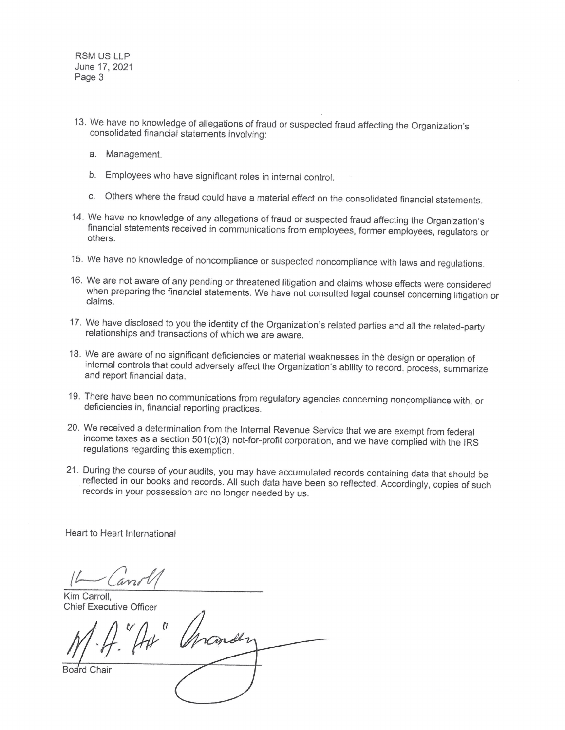RSM US LLP
June 17, 2021
Page 3

13. We have no knowledge of allegations of fraud or suspected fraud affecting the Organization's consolidated financial statements involving:

    a. Management.

    b. Employees who have significant roles in internal control.

    c. Others where the fraud could have a material effect on the consolidated financial statements.

14. We have no knowledge of any allegations of fraud or suspected fraud affecting the Organization's financial statements received in communications from employees, former employees, regulators or others.

15. We have no knowledge of noncompliance or suspected noncompliance with laws and regulations.

16. We are not aware of any pending or threatened litigation and claims whose effects were considered when preparing the financial statements. We have not consulted legal counsel concerning litigation or claims.

17. We have disclosed to you the identity of the Organization's related parties and all the related-party relationships and transactions of which we are aware.

18. We are aware of no significant deficiencies or material weaknesses in the design or operation of internal controls that could adversely affect the Organization's ability to record, process, summarize and report financial data.

19. There have been no communications from regulatory agencies concerning noncompliance with, or deficiencies in, financial reporting practices.

20. We received a determination from the Internal Revenue Service that we are exempt from federal income taxes as a section 501(c)(3) not-for-profit corporation, and we have complied with the IRS regulations regarding this exemption.

21. During the course of your audits, you may have accumulated records containing data that should be reflected in our books and records. All such data have been so reflected. Accordingly, copies of such records in your possession are no longer needed by us.

Heart to Heart International

Kim Carroll,
Chief Executive Officer

Board Chair